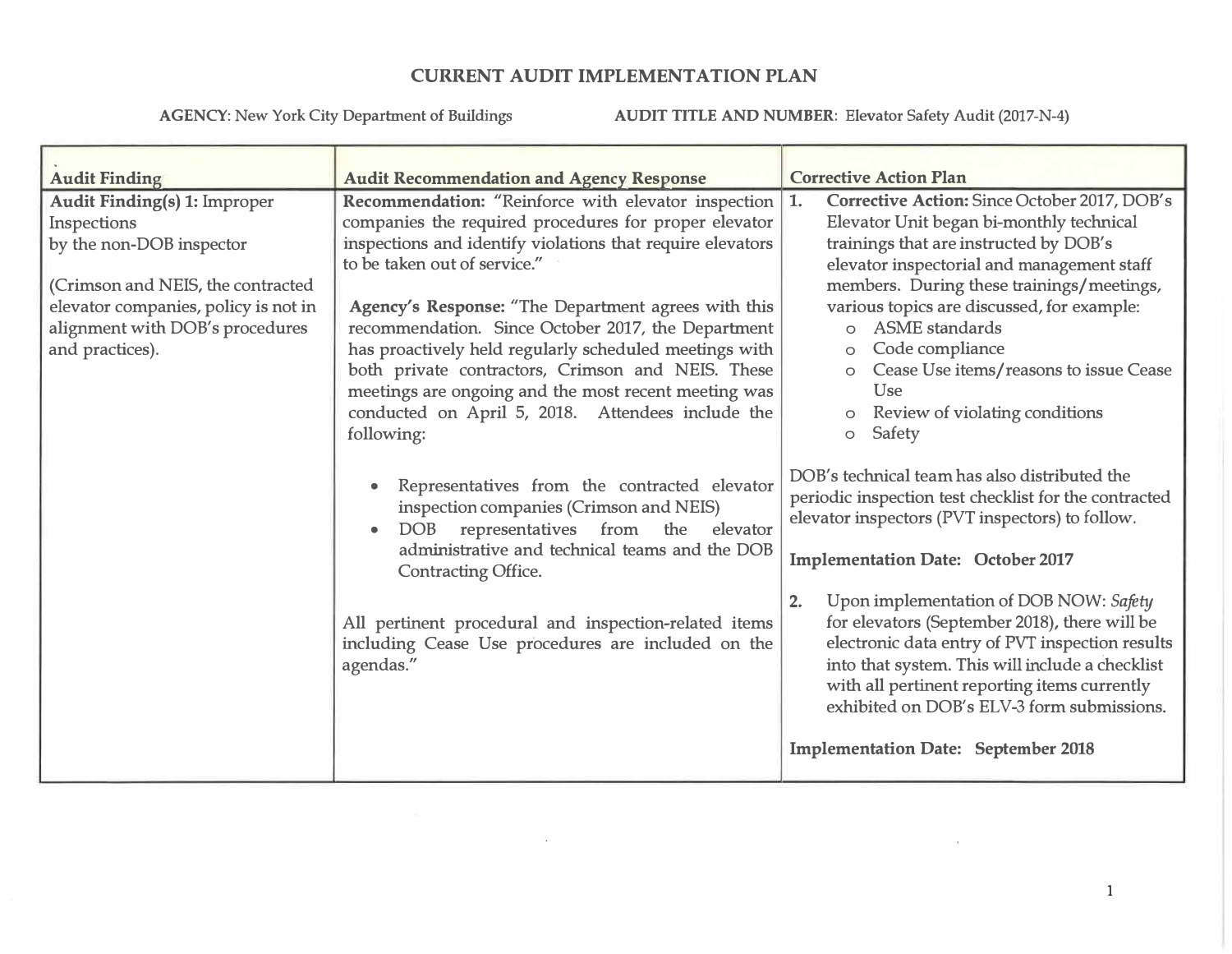# CURRENT AUDIT IMPLEMENTATION PLAN

**AGENCY**: New York City Department of Buildings **AUDIT TITLE AND NUMBER**: Elevator Safety Audit (2017-N-4)

| Audit Finding | Audit Recommendation and Agency Response | Corrective Action Plan |
|---|---|---|
| **Audit Finding(s) 1:** Improper Inspections by the non-DOB inspector<br><br>(Crimson and NEIS, the contracted elevator companies, policy is not in alignment with DOB's procedures and practices). | **Recommendation:** "Reinforce with elevator inspection companies the required procedures for proper elevator inspections and identify violations that require elevators to be taken out of service."<br><br>**Agency's Response:** "The Department agrees with this recommendation. Since October 2017, the Department has proactively held regularly scheduled meetings with both private contractors, Crimson and NEIS. These meetings are ongoing and the most recent meeting was conducted on April 5, 2018. Attendees include the following:<br><br>• Representatives from the contracted elevator inspection companies (Crimson and NEIS)<br>• DOB representatives from the elevator administrative and technical teams and the DOB Contracting Office.<br><br>All pertinent procedural and inspection-related items including Cease Use procedures are included on the agendas." | 1. **Corrective Action:** Since October 2017, DOB's Elevator Unit began bi-monthly technical trainings that are instructed by DOB's elevator inspectorial and management staff members. During these trainings/meetings, various topics are discussed, for example:<br>o ASME standards<br>o Code compliance<br>o Cease Use items/reasons to issue Cease Use<br>o Review of violating conditions<br>o Safety<br><br>DOB's technical team has also distributed the periodic inspection test checklist for the contracted elevator inspectors (PVT inspectors) to follow.<br><br>**Implementation Date: October 2017**<br><br>2. Upon implementation of DOB NOW: *Safety* for elevators (September 2018), there will be electronic data entry of PVT inspection results into that system. This will include a checklist with all pertinent reporting items currently exhibited on DOB's ELV-3 form submissions.<br><br>**Implementation Date: September 2018** |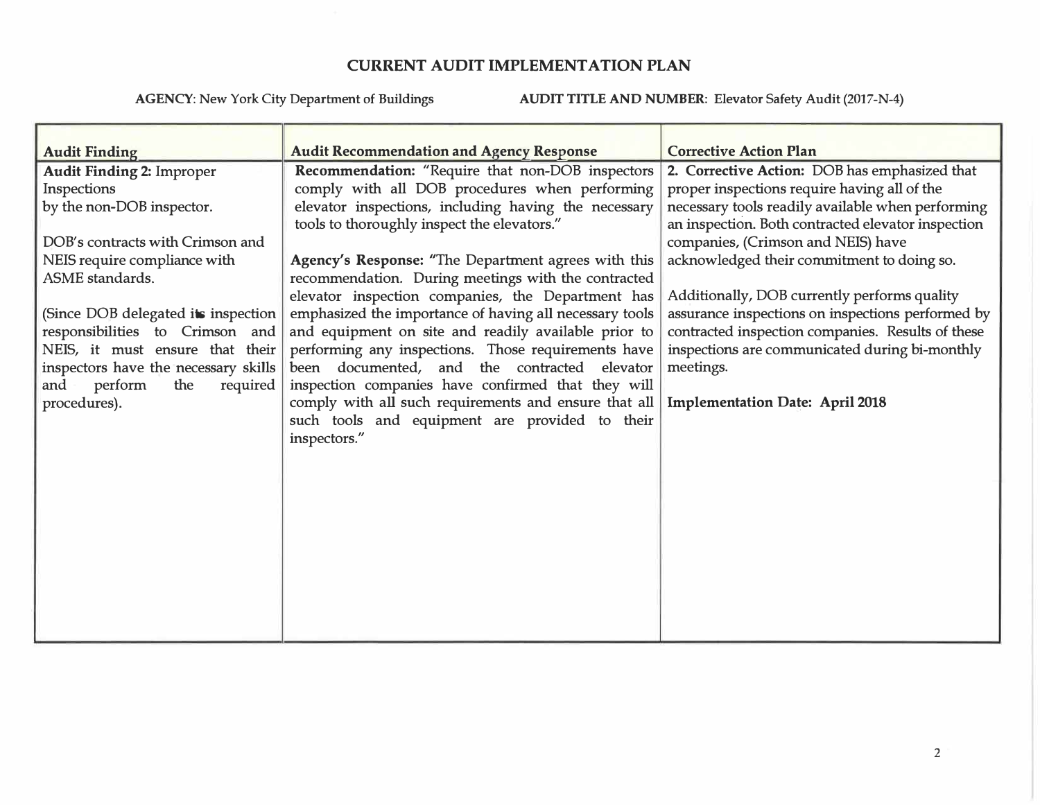# CURRENT AUDIT IMPLEMENTATION PLAN

**AGENCY**: New York City Department of Buildings **AUDIT TITLE AND NUMBER**: Elevator Safety Audit (2017-N-4)

| Audit Finding | Audit Recommendation and Agency Response | Corrective Action Plan |
|---|---|---|
| **Audit Finding 2:** Improper Inspections by the non-DOB inspector.<br><br>DOB's contracts with Crimson and NEIS require compliance with ASME standards.<br><br>(Since DOB delegated its inspection responsibilities to Crimson and NEIS, it must ensure that their inspectors have the necessary skills and perform the required procedures). | **Recommendation:** "Require that non-DOB inspectors comply with all DOB procedures when performing elevator inspections, including having the necessary tools to thoroughly inspect the elevators."<br><br>**Agency's Response:** "The Department agrees with this recommendation. During meetings with the contracted elevator inspection companies, the Department has emphasized the importance of having all necessary tools and equipment on site and readily available prior to performing any inspections. Those requirements have been documented, and the contracted elevator inspection companies have confirmed that they will comply with all such requirements and ensure that all such tools and equipment are provided to their inspectors." | **2. Corrective Action:** DOB has emphasized that proper inspections require having all of the necessary tools readily available when performing an inspection. Both contracted elevator inspection companies, (Crimson and NEIS) have acknowledged their commitment to doing so.<br><br>Additionally, DOB currently performs quality assurance inspections on inspections performed by contracted inspection companies. Results of these inspections are communicated during bi-monthly meetings.<br><br>**Implementation Date: April 2018** |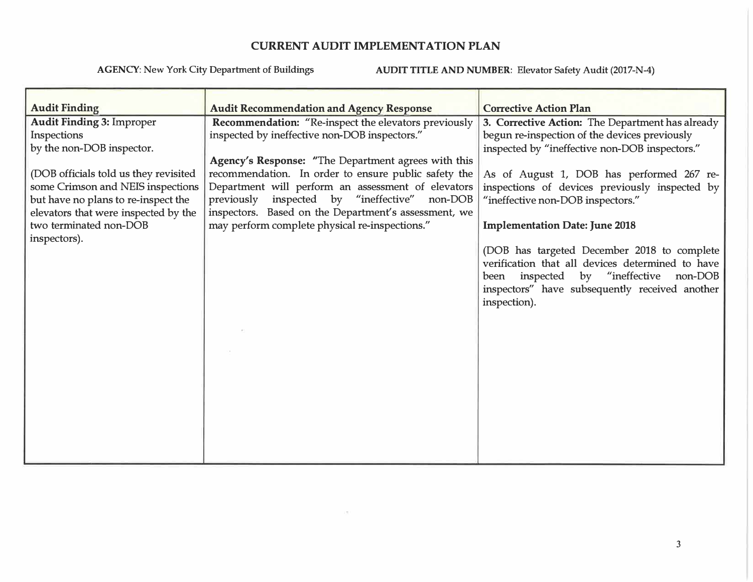# CURRENT AUDIT IMPLEMENTATION PLAN

**AGENCY**: New York City Department of Buildings

**AUDIT TITLE AND NUMBER**: Elevator Safety Audit (2017-N-4)

| Audit Finding | Audit Recommendation and Agency Response | Corrective Action Plan |
|---|---|---|
| **Audit Finding 3:** Improper Inspections by the non-DOB inspector.<br><br>(DOB officials told us they revisited some Crimson and NEIS inspections but have no plans to re-inspect the elevators that were inspected by the two terminated non-DOB inspectors). | **Recommendation:** "Re-inspect the elevators previously inspected by ineffective non-DOB inspectors."<br><br>**Agency's Response:** "The Department agrees with this recommendation. In order to ensure public safety the Department will perform an assessment of elevators previously inspected by "ineffective" non-DOB inspectors. Based on the Department's assessment, we may perform complete physical re-inspections." | **3. Corrective Action:** The Department has already begun re-inspection of the devices previously inspected by "ineffective non-DOB inspectors."<br><br>As of August 1, DOB has performed 267 re-inspections of devices previously inspected by "ineffective non-DOB inspectors."<br><br>**Implementation Date: June 2018**<br><br>(DOB has targeted December 2018 to complete verification that all devices determined to have been inspected by "ineffective non-DOB inspectors" have subsequently received another inspection). |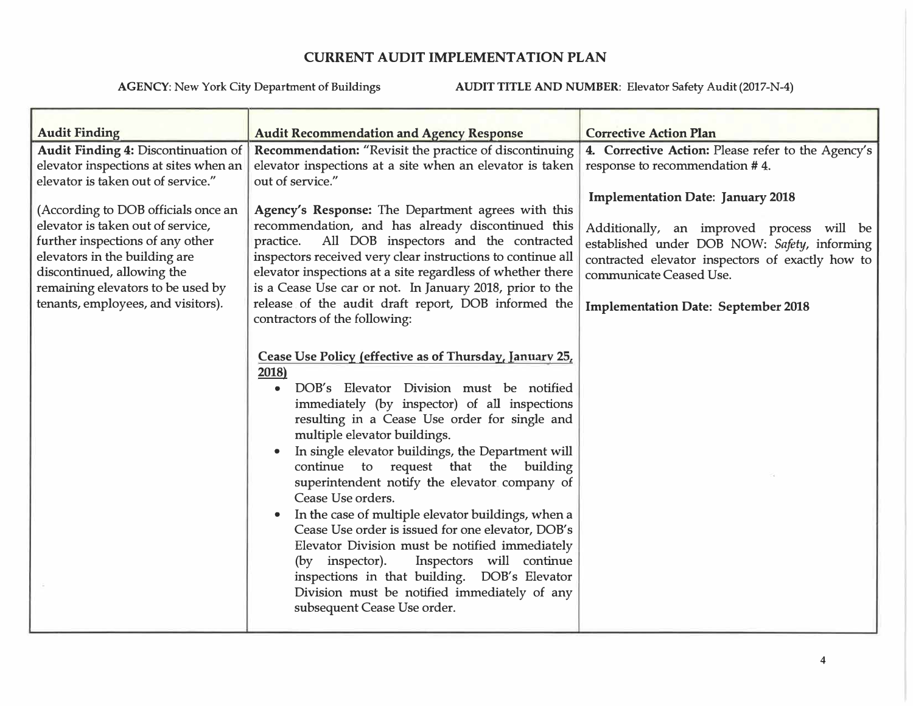# CURRENT AUDIT IMPLEMENTATION PLAN

**AGENCY**: New York City Department of Buildings **AUDIT TITLE AND NUMBER**: Elevator Safety Audit (2017-N-4)

| Audit Finding | Audit Recommendation and Agency Response | Corrective Action Plan |
|---|---|---|
| **Audit Finding 4:** Discontinuation of elevator inspections at sites when an elevator is taken out of service."<br><br>(According to DOB officials once an elevator is taken out of service, further inspections of any other elevators in the building are discontinued, allowing the remaining elevators to be used by tenants, employees, and visitors). | **Recommendation:** "Revisit the practice of discontinuing elevator inspections at a site when an elevator is taken out of service."<br><br>**Agency's Response:** The Department agrees with this recommendation, and has already discontinued this practice. All DOB inspectors and the contracted inspectors received very clear instructions to continue all elevator inspections at a site regardless of whether there is a Cease Use car or not. In January 2018, prior to the release of the audit draft report, DOB informed the contractors of the following:<br><br>**Cease Use Policy (effective as of Thursday, January 25, 2018)**<br>• DOB's Elevator Division must be notified immediately (by inspector) of all inspections resulting in a Cease Use order for single and multiple elevator buildings.<br>• In single elevator buildings, the Department will continue to request that the building superintendent notify the elevator company of Cease Use orders.<br>• In the case of multiple elevator buildings, when a Cease Use order is issued for one elevator, DOB's Elevator Division must be notified immediately (by inspector). Inspectors will continue inspections in that building. DOB's Elevator Division must be notified immediately of any subsequent Cease Use order. | **4. Corrective Action:** Please refer to the Agency's response to recommendation # 4.<br><br>**Implementation Date: January 2018**<br><br>Additionally, an improved process will be established under DOB NOW: *Safety*, informing contracted elevator inspectors of exactly how to communicate Ceased Use.<br><br>**Implementation Date: September 2018** |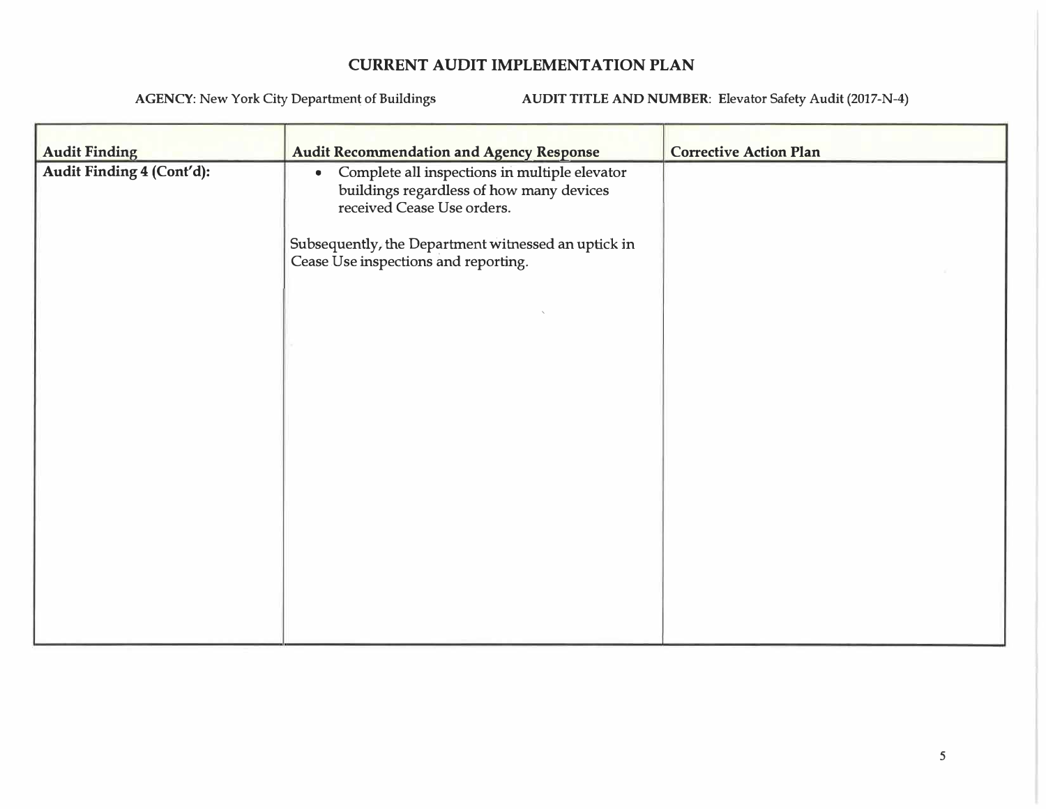# CURRENT AUDIT IMPLEMENTATION PLAN

**AGENCY**: New York City Department of Buildings **AUDIT TITLE AND NUMBER**: Elevator Safety Audit (2017-N-4)

| Audit Finding | Audit Recommendation and Agency Response | Corrective Action Plan |
|---|---|---|
| **Audit Finding 4 (Cont'd):** | • Complete all inspections in multiple elevator buildings regardless of how many devices received Cease Use orders.<br><br>Subsequently, the Department witnessed an uptick in Cease Use inspections and reporting. | |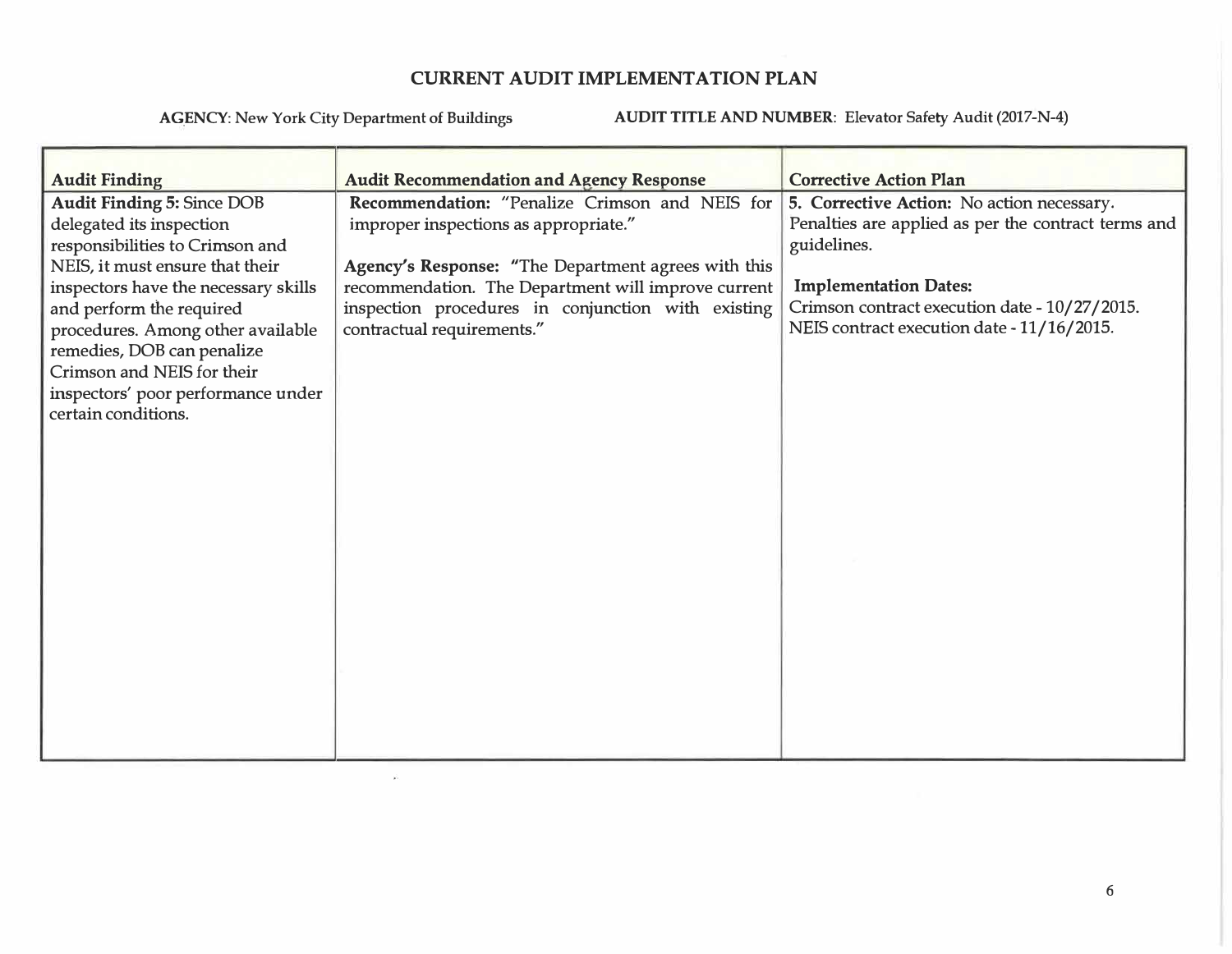## CURRENT AUDIT IMPLEMENTATION PLAN

**AGENCY**: New York City Department of Buildings **AUDIT TITLE AND NUMBER**: Elevator Safety Audit (2017-N-4)

| Audit Finding | Audit Recommendation and Agency Response | Corrective Action Plan |
|---|---|---|
| **Audit Finding 5:** Since DOB delegated its inspection responsibilities to Crimson and NEIS, it must ensure that their inspectors have the necessary skills and perform the required procedures. Among other available remedies, DOB can penalize Crimson and NEIS for their inspectors' poor performance under certain conditions. | **Recommendation:** "Penalize Crimson and NEIS for improper inspections as appropriate."<br><br>**Agency's Response:** "The Department agrees with this recommendation. The Department will improve current inspection procedures in conjunction with existing contractual requirements." | **5. Corrective Action:** No action necessary. Penalties are applied as per the contract terms and guidelines.<br><br>**Implementation Dates:**<br>Crimson contract execution date - 10/27/2015.<br>NEIS contract execution date - 11/16/2015. |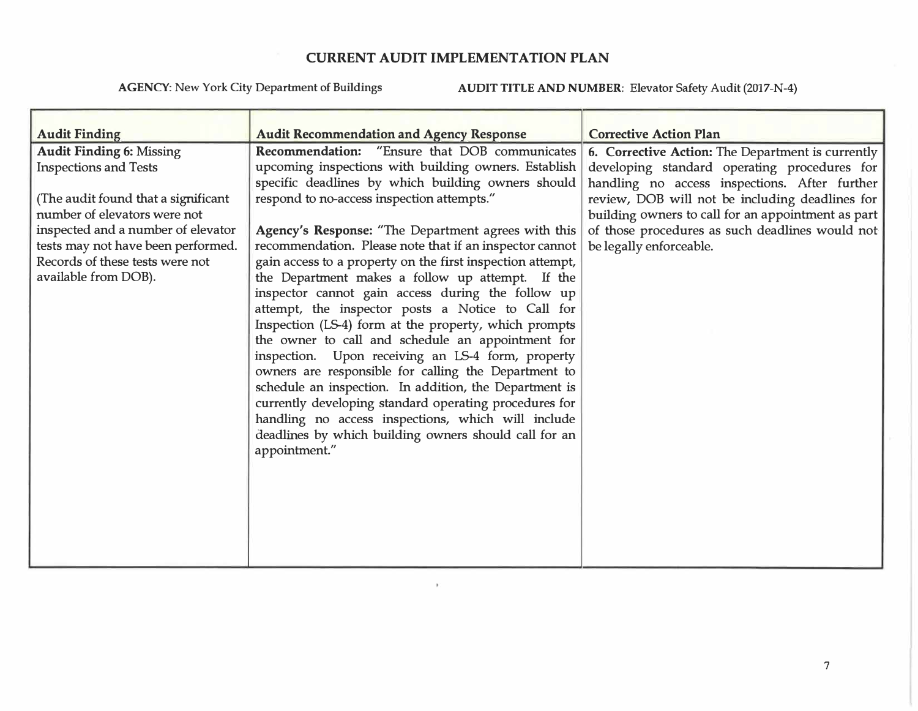# CURRENT AUDIT IMPLEMENTATION PLAN

**AGENCY**: New York City Department of Buildings **AUDIT TITLE AND NUMBER**: Elevator Safety Audit (2017-N-4)

| Audit Finding | Audit Recommendation and Agency Response | Corrective Action Plan |
|---|---|---|
| **Audit Finding 6:** Missing Inspections and Tests<br><br>(The audit found that a significant number of elevators were not inspected and a number of elevator tests may not have been performed. Records of these tests were not available from DOB). | **Recommendation:** "Ensure that DOB communicates upcoming inspections with building owners. Establish specific deadlines by which building owners should respond to no-access inspection attempts."<br><br>**Agency's Response:** "The Department agrees with this recommendation. Please note that if an inspector cannot gain access to a property on the first inspection attempt, the Department makes a follow up attempt. If the inspector cannot gain access during the follow up attempt, the inspector posts a Notice to Call for Inspection (LS-4) form at the property, which prompts the owner to call and schedule an appointment for inspection. Upon receiving an LS-4 form, property owners are responsible for calling the Department to schedule an inspection. In addition, the Department is currently developing standard operating procedures for handling no access inspections, which will include deadlines by which building owners should call for an appointment." | **6. Corrective Action:** The Department is currently developing standard operating procedures for handling no access inspections. After further review, DOB will not be including deadlines for building owners to call for an appointment as part of those procedures as such deadlines would not be legally enforceable. |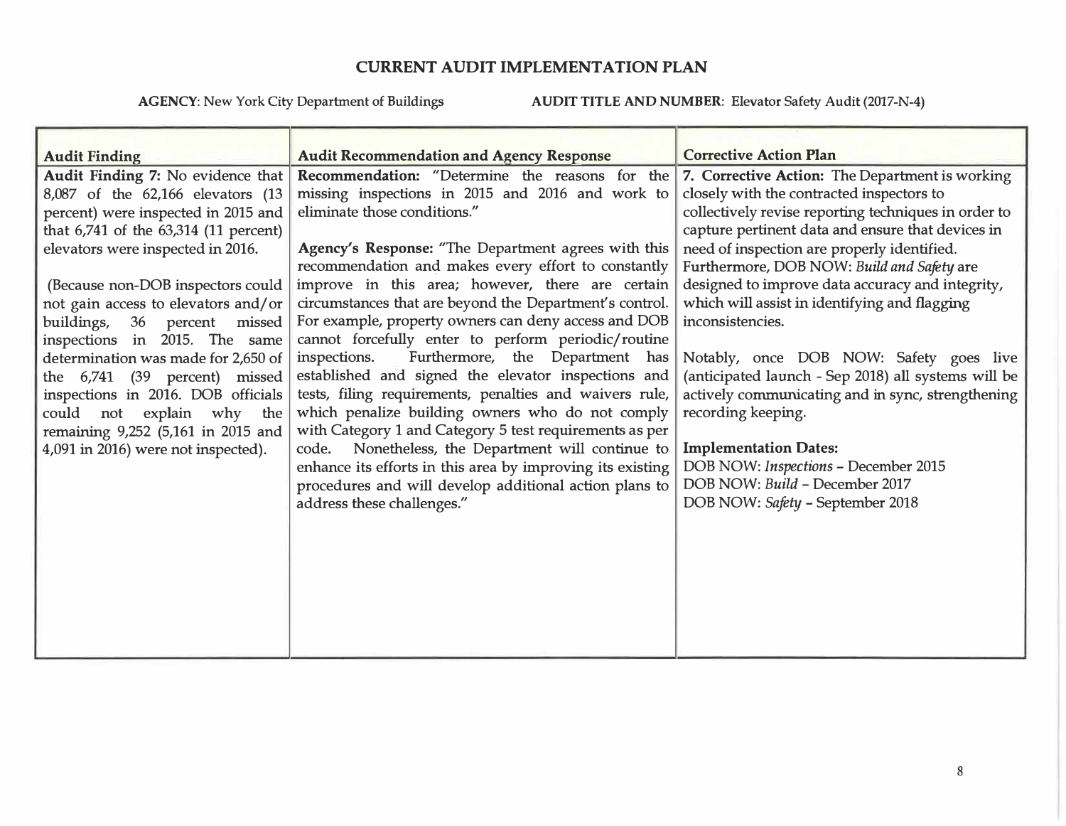# CURRENT AUDIT IMPLEMENTATION PLAN

**AGENCY**: New York City Department of Buildings **AUDIT TITLE AND NUMBER**: Elevator Safety Audit (2017-N-4)

| Audit Finding | Audit Recommendation and Agency Response | Corrective Action Plan |
|---|---|---|
| **Audit Finding 7:** No evidence that 8,087 of the 62,166 elevators (13 percent) were inspected in 2015 and that 6,741 of the 63,314 (11 percent) elevators were inspected in 2016.<br><br>(Because non-DOB inspectors could not gain access to elevators and/or buildings, 36 percent missed inspections in 2015. The same determination was made for 2,650 of the 6,741 (39 percent) missed inspections in 2016. DOB officials could not explain why the remaining 9,252 (5,161 in 2015 and 4,091 in 2016) were not inspected). | **Recommendation:** "Determine the reasons for the missing inspections in 2015 and 2016 and work to eliminate those conditions."<br><br>**Agency's Response:** "The Department agrees with this recommendation and makes every effort to constantly improve in this area; however, there are certain circumstances that are beyond the Department's control. For example, property owners can deny access and DOB cannot forcefully enter to perform periodic/routine inspections. Furthermore, the Department has established and signed the elevator inspections and tests, filing requirements, penalties and waivers rule, which penalize building owners who do not comply with Category 1 and Category 5 test requirements as per code. Nonetheless, the Department will continue to enhance its efforts in this area by improving its existing procedures and will develop additional action plans to address these challenges." | **7. Corrective Action:** The Department is working closely with the contracted inspectors to collectively revise reporting techniques in order to capture pertinent data and ensure that devices in need of inspection are properly identified. Furthermore, DOB NOW: *Build and Safety* are designed to improve data accuracy and integrity, which will assist in identifying and flagging inconsistencies.<br><br>Notably, once DOB NOW: Safety goes live (anticipated launch - Sep 2018) all systems will be actively communicating and in sync, strengthening recording keeping.<br><br>**Implementation Dates:**<br>DOB NOW: *Inspections* - December 2015<br>DOB NOW: *Build* - December 2017<br>DOB NOW: *Safety* - September 2018 |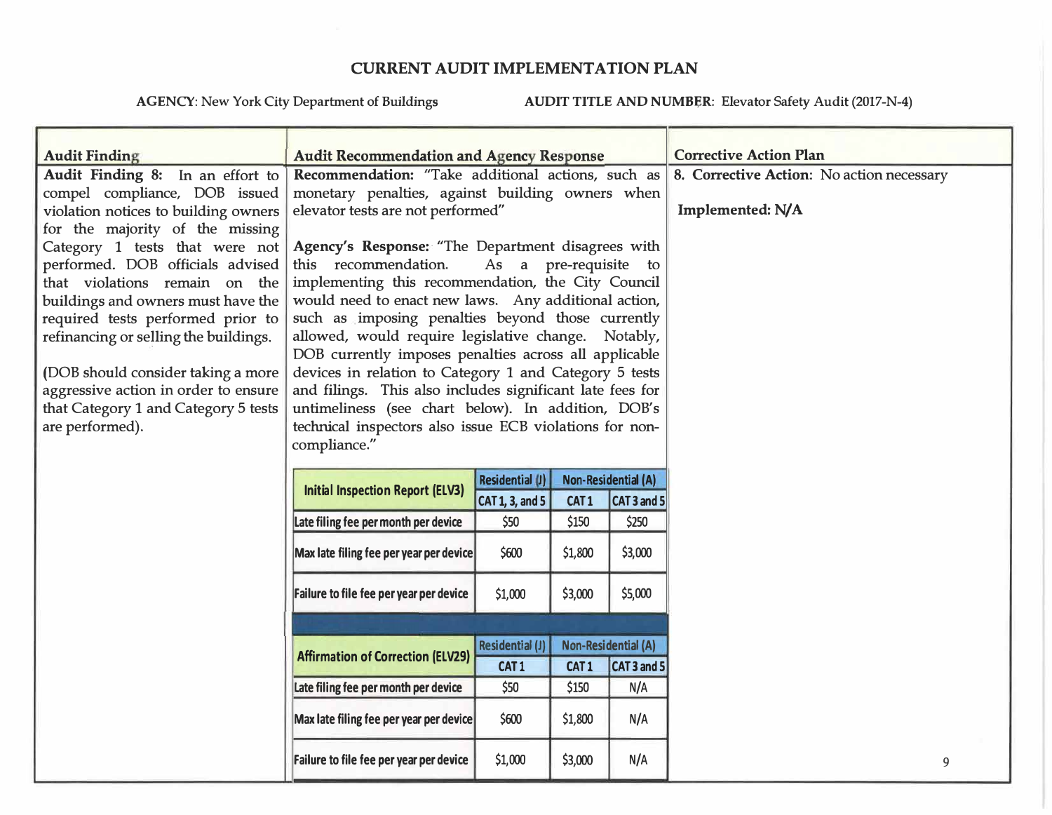# CURRENT AUDIT IMPLEMENTATION PLAN

**AGENCY**: New York City Department of Buildings

**AUDIT TITLE AND NUMBER**: Elevator Safety Audit (2017-N-4)

| Audit Finding | Audit Recommendation and Agency Response | Corrective Action Plan |
|---|---|---|
| **Audit Finding 8:** In an effort to compel compliance, DOB issued violation notices to building owners for the majority of the missing Category 1 tests that were not performed. DOB officials advised that violations remain on the buildings and owners must have the required tests performed prior to refinancing or selling the buildings.<br><br>(DOB should consider taking a more aggressive action in order to ensure that Category 1 and Category 5 tests are performed). | **Recommendation:** "Take additional actions, such as monetary penalties, against building owners when elevator tests are not performed"<br><br>**Agency's Response:** "The Department disagrees with this recommendation. As a pre-requisite to implementing this recommendation, the City Council would need to enact new laws. Any additional action, such as imposing penalties beyond those currently allowed, would require legislative change. Notably, DOB currently imposes penalties across all applicable devices in relation to Category 1 and Category 5 tests and filings. This also includes significant late fees for untimeliness (see chart below). In addition, DOB's technical inspectors also issue ECB violations for non-compliance." | **8. Corrective Action**: No action necessary<br><br>**Implemented: N/A** |

| Initial Inspection Report (ELV3) | Residential (J) | Non-Residential (A) | |
|---|---|---|---|
| | CAT 1, 3, and 5 | CAT 1 | CAT 3 and 5 |
| Late filing fee per month per device | $50 | $150 | $250 |
| Max late filing fee per year per device | $600 | $1,800 | $3,000 |
| Failure to file fee per year per device | $1,000 | $3,000 | $5,000 |

| Affirmation of Correction (ELV29) | Residential (J) | Non-Residential (A) | |
|---|---|---|---|
| | CAT 1 | CAT 1 | CAT 3 and 5 |
| Late filing fee per month per device | $50 | $150 | N/A |
| Max late filing fee per year per device | $600 | $1,800 | N/A |
| Failure to file fee per year per device | $1,000 | $3,000 | N/A |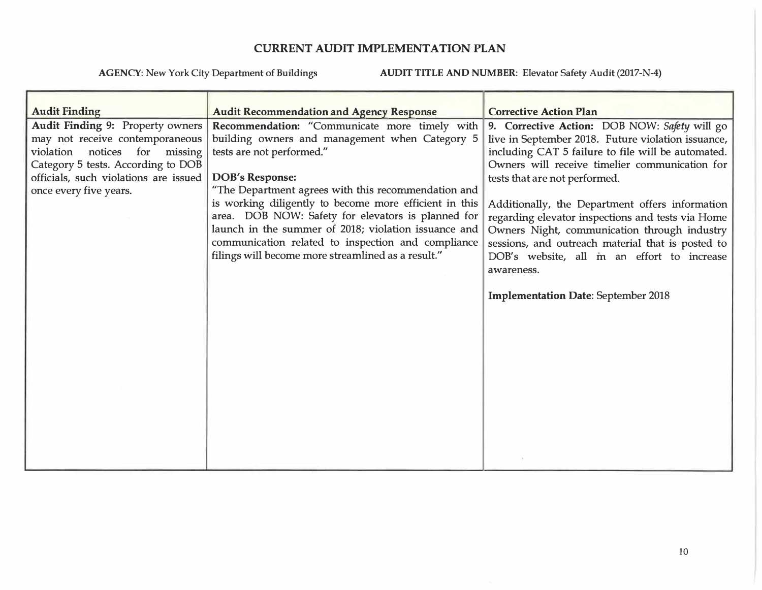# CURRENT AUDIT IMPLEMENTATION PLAN

**AGENCY**: New York City Department of Buildings **AUDIT TITLE AND NUMBER**: Elevator Safety Audit (2017-N-4)

| Audit Finding | Audit Recommendation and Agency Response | Corrective Action Plan |
|---|---|---|
| **Audit Finding 9:** Property owners may not receive contemporaneous violation notices for missing Category 5 tests. According to DOB officials, such violations are issued once every five years. | **Recommendation:** "Communicate more timely with building owners and management when Category 5 tests are not performed."<br><br>**DOB's Response:**<br>"The Department agrees with this recommendation and is working diligently to become more efficient in this area. DOB NOW: Safety for elevators is planned for launch in the summer of 2018; violation issuance and communication related to inspection and compliance filings will become more streamlined as a result." | **9. Corrective Action:** DOB NOW: *Safety* will go live in September 2018. Future violation issuance, including CAT 5 failure to file will be automated. Owners will receive timelier communication for tests that are not performed.<br><br>Additionally, the Department offers information regarding elevator inspections and tests via Home Owners Night, communication through industry sessions, and outreach material that is posted to DOB's website, all in an effort to increase awareness.<br><br>**Implementation Date**: September 2018 |